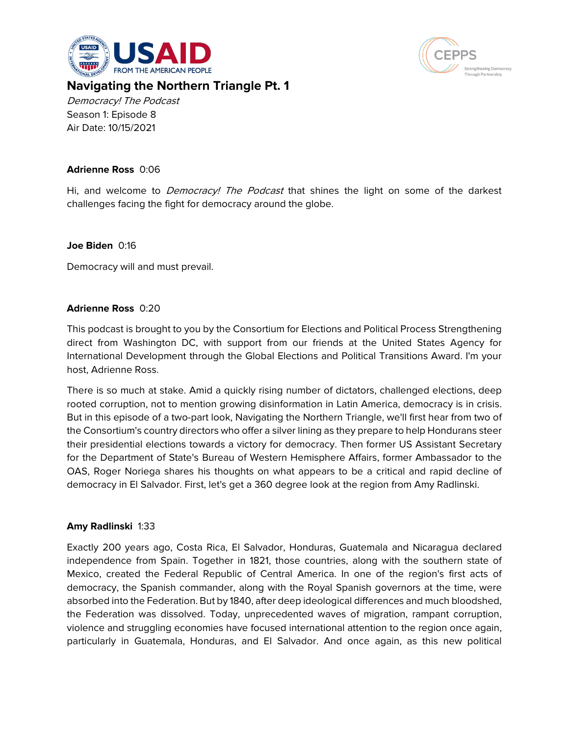# Navigating the Northern Triangle Pt. 1

*Democracy! The Podcast*
Season 1: Episode 8
Air Date: 10/15/2021

**Adrienne Ross** 0:06

Hi, and welcome to *Democracy! The Podcast* that shines the light on some of the darkest challenges facing the fight for democracy around the globe.

**Joe Biden** 0:16

Democracy will and must prevail.

**Adrienne Ross** 0:20

This podcast is brought to you by the Consortium for Elections and Political Process Strengthening direct from Washington DC, with support from our friends at the United States Agency for International Development through the Global Elections and Political Transitions Award. I'm your host, Adrienne Ross.

There is so much at stake. Amid a quickly rising number of dictators, challenged elections, deep rooted corruption, not to mention growing disinformation in Latin America, democracy is in crisis. But in this episode of a two-part look, Navigating the Northern Triangle, we'll first hear from two of the Consortium's country directors who offer a silver lining as they prepare to help Hondurans steer their presidential elections towards a victory for democracy. Then former US Assistant Secretary for the Department of State's Bureau of Western Hemisphere Affairs, former Ambassador to the OAS, Roger Noriega shares his thoughts on what appears to be a critical and rapid decline of democracy in El Salvador. First, let's get a 360 degree look at the region from Amy Radlinski.

**Amy Radlinski** 1:33

Exactly 200 years ago, Costa Rica, El Salvador, Honduras, Guatemala and Nicaragua declared independence from Spain. Together in 1821, those countries, along with the southern state of Mexico, created the Federal Republic of Central America. In one of the region's first acts of democracy, the Spanish commander, along with the Royal Spanish governors at the time, were absorbed into the Federation. But by 1840, after deep ideological differences and much bloodshed, the Federation was dissolved. Today, unprecedented waves of migration, rampant corruption, violence and struggling economies have focused international attention to the region once again, particularly in Guatemala, Honduras, and El Salvador. And once again, as this new political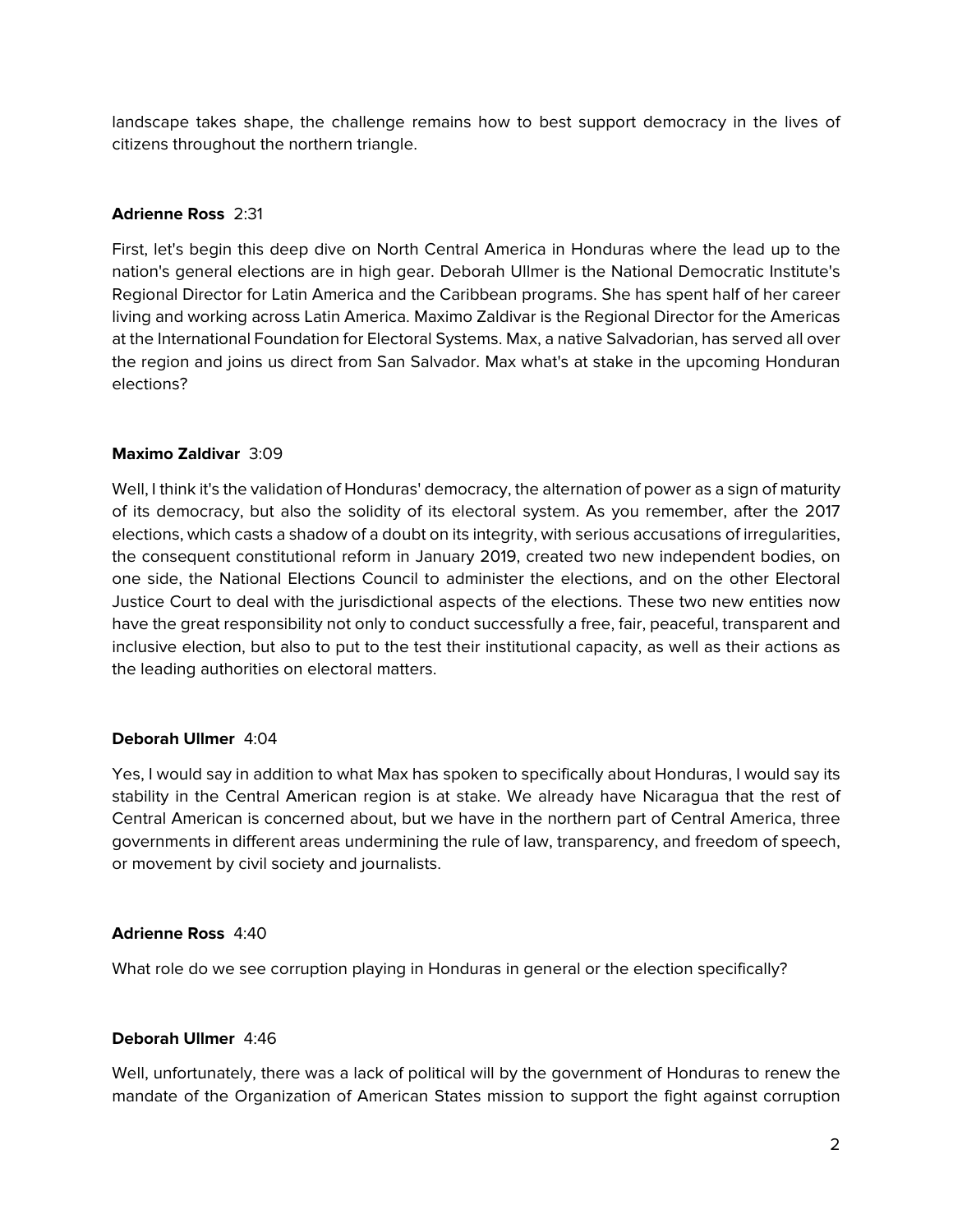landscape takes shape, the challenge remains how to best support democracy in the lives of citizens throughout the northern triangle.

**Adrienne Ross** 2:31

First, let's begin this deep dive on North Central America in Honduras where the lead up to the nation's general elections are in high gear. Deborah Ullmer is the National Democratic Institute's Regional Director for Latin America and the Caribbean programs. She has spent half of her career living and working across Latin America. Maximo Zaldivar is the Regional Director for the Americas at the International Foundation for Electoral Systems. Max, a native Salvadorian, has served all over the region and joins us direct from San Salvador. Max what's at stake in the upcoming Honduran elections?

**Maximo Zaldivar** 3:09

Well, I think it's the validation of Honduras' democracy, the alternation of power as a sign of maturity of its democracy, but also the solidity of its electoral system. As you remember, after the 2017 elections, which casts a shadow of a doubt on its integrity, with serious accusations of irregularities, the consequent constitutional reform in January 2019, created two new independent bodies, on one side, the National Elections Council to administer the elections, and on the other Electoral Justice Court to deal with the jurisdictional aspects of the elections. These two new entities now have the great responsibility not only to conduct successfully a free, fair, peaceful, transparent and inclusive election, but also to put to the test their institutional capacity, as well as their actions as the leading authorities on electoral matters.

**Deborah Ullmer** 4:04

Yes, I would say in addition to what Max has spoken to specifically about Honduras, I would say its stability in the Central American region is at stake. We already have Nicaragua that the rest of Central American is concerned about, but we have in the northern part of Central America, three governments in different areas undermining the rule of law, transparency, and freedom of speech, or movement by civil society and journalists.

**Adrienne Ross** 4:40

What role do we see corruption playing in Honduras in general or the election specifically?

**Deborah Ullmer** 4:46

Well, unfortunately, there was a lack of political will by the government of Honduras to renew the mandate of the Organization of American States mission to support the fight against corruption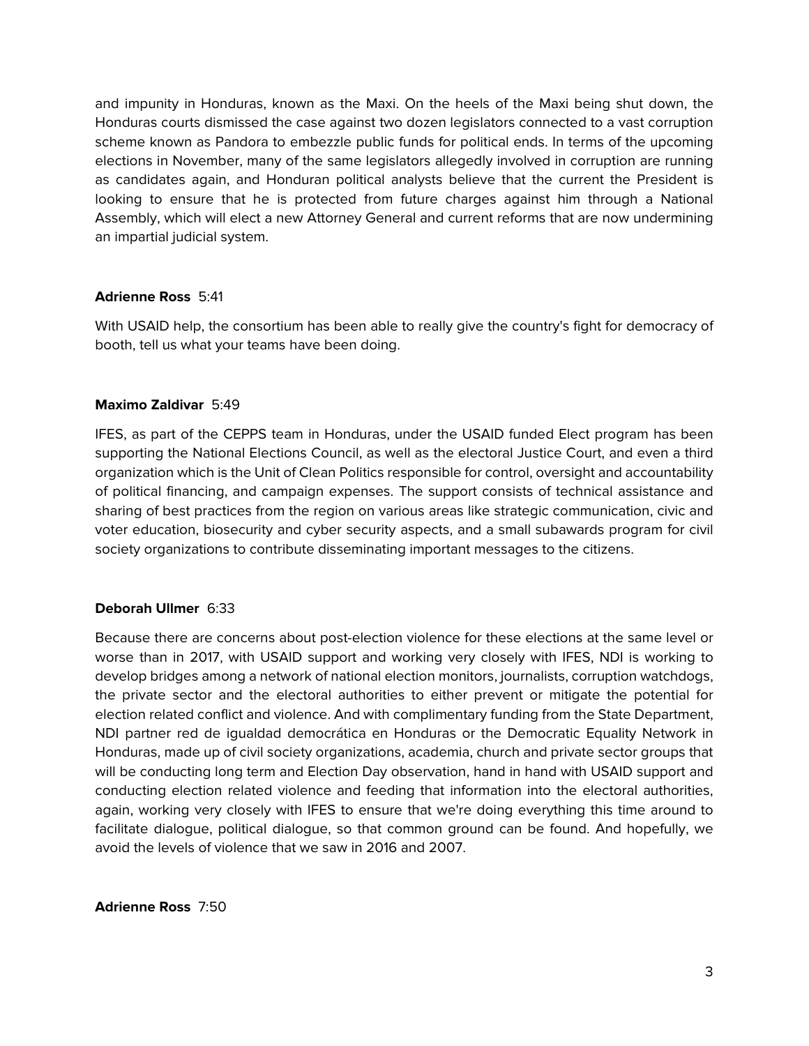and impunity in Honduras, known as the Maxi. On the heels of the Maxi being shut down, the Honduras courts dismissed the case against two dozen legislators connected to a vast corruption scheme known as Pandora to embezzle public funds for political ends. In terms of the upcoming elections in November, many of the same legislators allegedly involved in corruption are running as candidates again, and Honduran political analysts believe that the current the President is looking to ensure that he is protected from future charges against him through a National Assembly, which will elect a new Attorney General and current reforms that are now undermining an impartial judicial system.

**Adrienne Ross** 5:41

With USAID help, the consortium has been able to really give the country's fight for democracy of booth, tell us what your teams have been doing.

**Maximo Zaldivar** 5:49

IFES, as part of the CEPPS team in Honduras, under the USAID funded Elect program has been supporting the National Elections Council, as well as the electoral Justice Court, and even a third organization which is the Unit of Clean Politics responsible for control, oversight and accountability of political financing, and campaign expenses. The support consists of technical assistance and sharing of best practices from the region on various areas like strategic communication, civic and voter education, biosecurity and cyber security aspects, and a small subawards program for civil society organizations to contribute disseminating important messages to the citizens.

**Deborah Ullmer** 6:33

Because there are concerns about post-election violence for these elections at the same level or worse than in 2017, with USAID support and working very closely with IFES, NDI is working to develop bridges among a network of national election monitors, journalists, corruption watchdogs, the private sector and the electoral authorities to either prevent or mitigate the potential for election related conflict and violence. And with complimentary funding from the State Department, NDI partner red de igualdad democrática en Honduras or the Democratic Equality Network in Honduras, made up of civil society organizations, academia, church and private sector groups that will be conducting long term and Election Day observation, hand in hand with USAID support and conducting election related violence and feeding that information into the electoral authorities, again, working very closely with IFES to ensure that we're doing everything this time around to facilitate dialogue, political dialogue, so that common ground can be found. And hopefully, we avoid the levels of violence that we saw in 2016 and 2007.

**Adrienne Ross** 7:50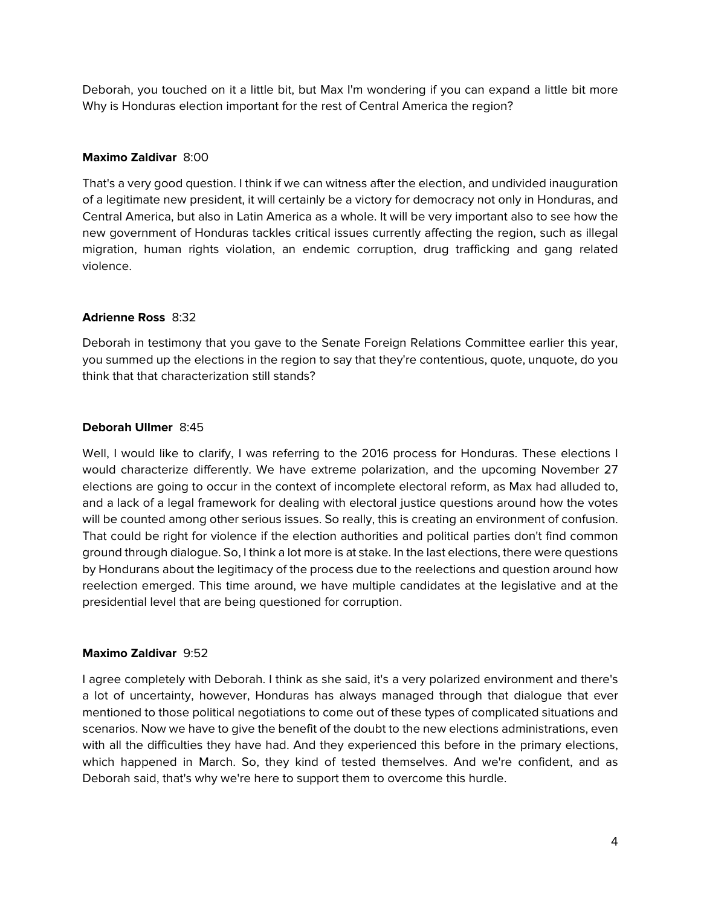Deborah, you touched on it a little bit, but Max I'm wondering if you can expand a little bit more Why is Honduras election important for the rest of Central America the region?

**Maximo Zaldivar** 8:00

That's a very good question. I think if we can witness after the election, and undivided inauguration of a legitimate new president, it will certainly be a victory for democracy not only in Honduras, and Central America, but also in Latin America as a whole. It will be very important also to see how the new government of Honduras tackles critical issues currently affecting the region, such as illegal migration, human rights violation, an endemic corruption, drug trafficking and gang related violence.

**Adrienne Ross** 8:32

Deborah in testimony that you gave to the Senate Foreign Relations Committee earlier this year, you summed up the elections in the region to say that they're contentious, quote, unquote, do you think that that characterization still stands?

**Deborah Ullmer** 8:45

Well, I would like to clarify, I was referring to the 2016 process for Honduras. These elections I would characterize differently. We have extreme polarization, and the upcoming November 27 elections are going to occur in the context of incomplete electoral reform, as Max had alluded to, and a lack of a legal framework for dealing with electoral justice questions around how the votes will be counted among other serious issues. So really, this is creating an environment of confusion. That could be right for violence if the election authorities and political parties don't find common ground through dialogue. So, I think a lot more is at stake. In the last elections, there were questions by Hondurans about the legitimacy of the process due to the reelections and question around how reelection emerged. This time around, we have multiple candidates at the legislative and at the presidential level that are being questioned for corruption.

**Maximo Zaldivar** 9:52

I agree completely with Deborah. I think as she said, it's a very polarized environment and there's a lot of uncertainty, however, Honduras has always managed through that dialogue that ever mentioned to those political negotiations to come out of these types of complicated situations and scenarios. Now we have to give the benefit of the doubt to the new elections administrations, even with all the difficulties they have had. And they experienced this before in the primary elections, which happened in March. So, they kind of tested themselves. And we're confident, and as Deborah said, that's why we're here to support them to overcome this hurdle.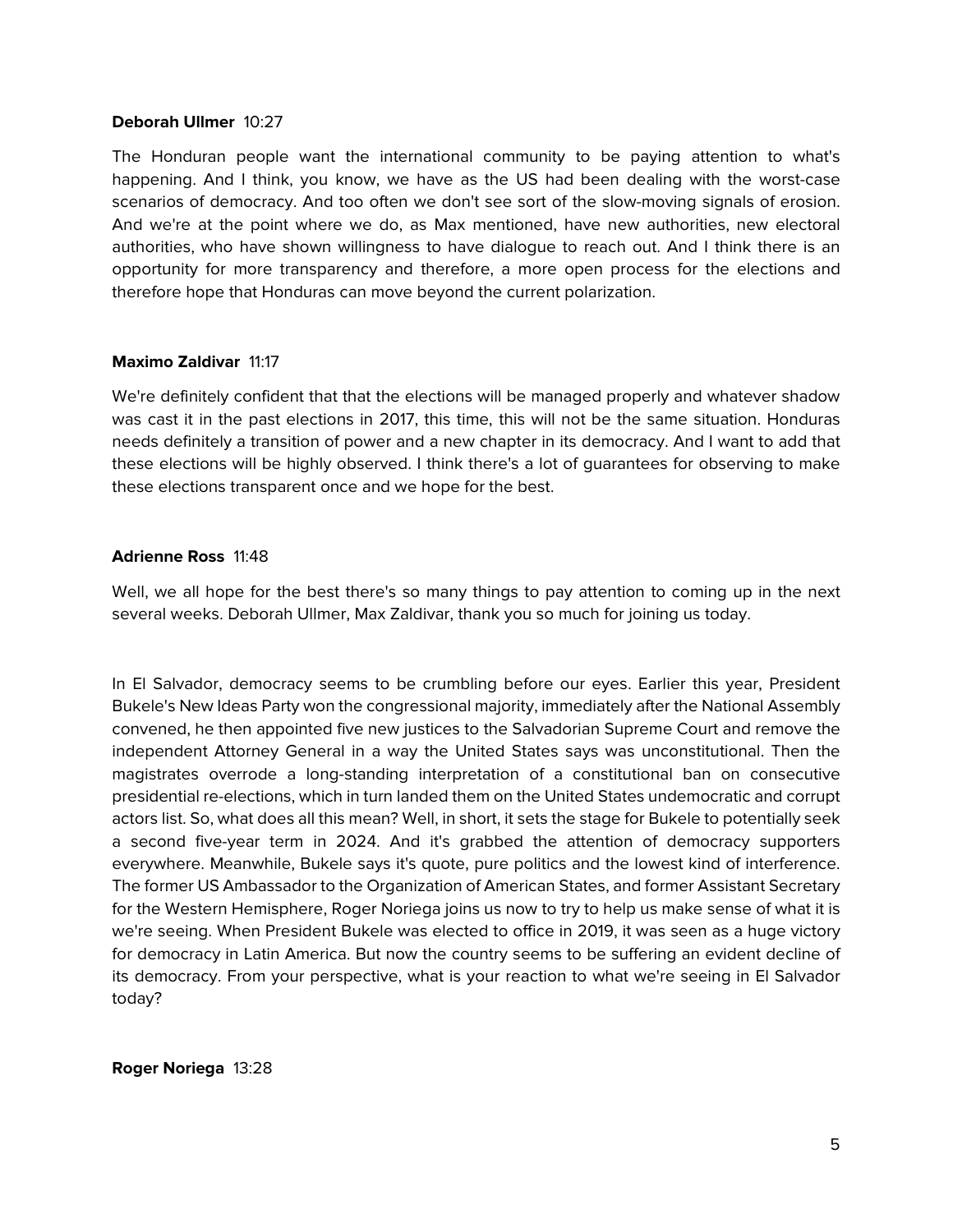**Deborah Ullmer** 10:27

The Honduran people want the international community to be paying attention to what's happening. And I think, you know, we have as the US had been dealing with the worst-case scenarios of democracy. And too often we don't see sort of the slow-moving signals of erosion. And we're at the point where we do, as Max mentioned, have new authorities, new electoral authorities, who have shown willingness to have dialogue to reach out. And I think there is an opportunity for more transparency and therefore, a more open process for the elections and therefore hope that Honduras can move beyond the current polarization.

**Maximo Zaldivar** 11:17

We're definitely confident that that the elections will be managed properly and whatever shadow was cast it in the past elections in 2017, this time, this will not be the same situation. Honduras needs definitely a transition of power and a new chapter in its democracy. And I want to add that these elections will be highly observed. I think there's a lot of guarantees for observing to make these elections transparent once and we hope for the best.

**Adrienne Ross** 11:48

Well, we all hope for the best there's so many things to pay attention to coming up in the next several weeks. Deborah Ullmer, Max Zaldivar, thank you so much for joining us today.

In El Salvador, democracy seems to be crumbling before our eyes. Earlier this year, President Bukele's New Ideas Party won the congressional majority, immediately after the National Assembly convened, he then appointed five new justices to the Salvadorian Supreme Court and remove the independent Attorney General in a way the United States says was unconstitutional. Then the magistrates overrode a long-standing interpretation of a constitutional ban on consecutive presidential re-elections, which in turn landed them on the United States undemocratic and corrupt actors list. So, what does all this mean? Well, in short, it sets the stage for Bukele to potentially seek a second five-year term in 2024. And it's grabbed the attention of democracy supporters everywhere. Meanwhile, Bukele says it's quote, pure politics and the lowest kind of interference. The former US Ambassador to the Organization of American States, and former Assistant Secretary for the Western Hemisphere, Roger Noriega joins us now to try to help us make sense of what it is we're seeing. When President Bukele was elected to office in 2019, it was seen as a huge victory for democracy in Latin America. But now the country seems to be suffering an evident decline of its democracy. From your perspective, what is your reaction to what we're seeing in El Salvador today?

**Roger Noriega** 13:28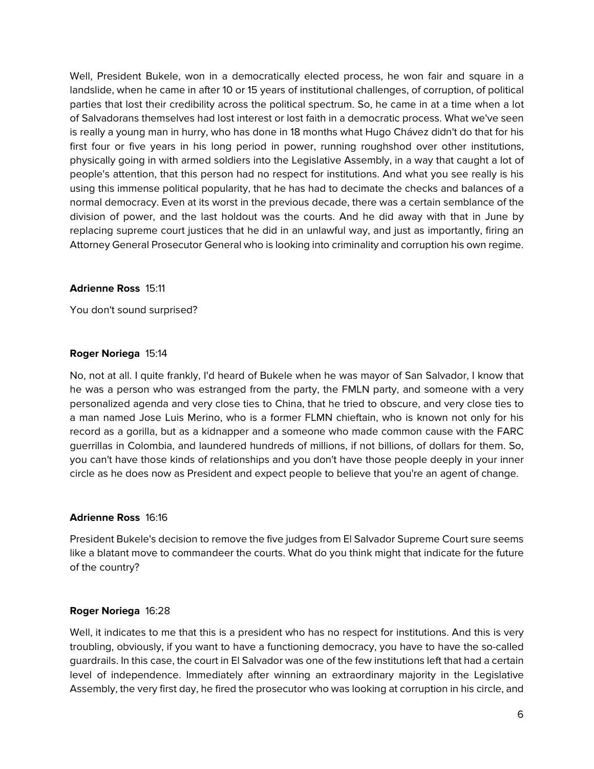Well, President Bukele, won in a democratically elected process, he won fair and square in a landslide, when he came in after 10 or 15 years of institutional challenges, of corruption, of political parties that lost their credibility across the political spectrum. So, he came in at a time when a lot of Salvadorans themselves had lost interest or lost faith in a democratic process. What we've seen is really a young man in hurry, who has done in 18 months what Hugo Chávez didn't do that for his first four or five years in his long period in power, running roughshod over other institutions, physically going in with armed soldiers into the Legislative Assembly, in a way that caught a lot of people's attention, that this person had no respect for institutions. And what you see really is his using this immense political popularity, that he has had to decimate the checks and balances of a normal democracy. Even at its worst in the previous decade, there was a certain semblance of the division of power, and the last holdout was the courts. And he did away with that in June by replacing supreme court justices that he did in an unlawful way, and just as importantly, firing an Attorney General Prosecutor General who is looking into criminality and corruption his own regime.

**Adrienne Ross** 15:11

You don't sound surprised?

**Roger Noriega** 15:14

No, not at all. I quite frankly, I'd heard of Bukele when he was mayor of San Salvador, I know that he was a person who was estranged from the party, the FMLN party, and someone with a very personalized agenda and very close ties to China, that he tried to obscure, and very close ties to a man named Jose Luis Merino, who is a former FLMN chieftain, who is known not only for his record as a gorilla, but as a kidnapper and a someone who made common cause with the FARC guerrillas in Colombia, and laundered hundreds of millions, if not billions, of dollars for them. So, you can't have those kinds of relationships and you don't have those people deeply in your inner circle as he does now as President and expect people to believe that you're an agent of change.

**Adrienne Ross** 16:16

President Bukele's decision to remove the five judges from El Salvador Supreme Court sure seems like a blatant move to commandeer the courts. What do you think might that indicate for the future of the country?

**Roger Noriega** 16:28

Well, it indicates to me that this is a president who has no respect for institutions. And this is very troubling, obviously, if you want to have a functioning democracy, you have to have the so-called guardrails. In this case, the court in El Salvador was one of the few institutions left that had a certain level of independence. Immediately after winning an extraordinary majority in the Legislative Assembly, the very first day, he fired the prosecutor who was looking at corruption in his circle, and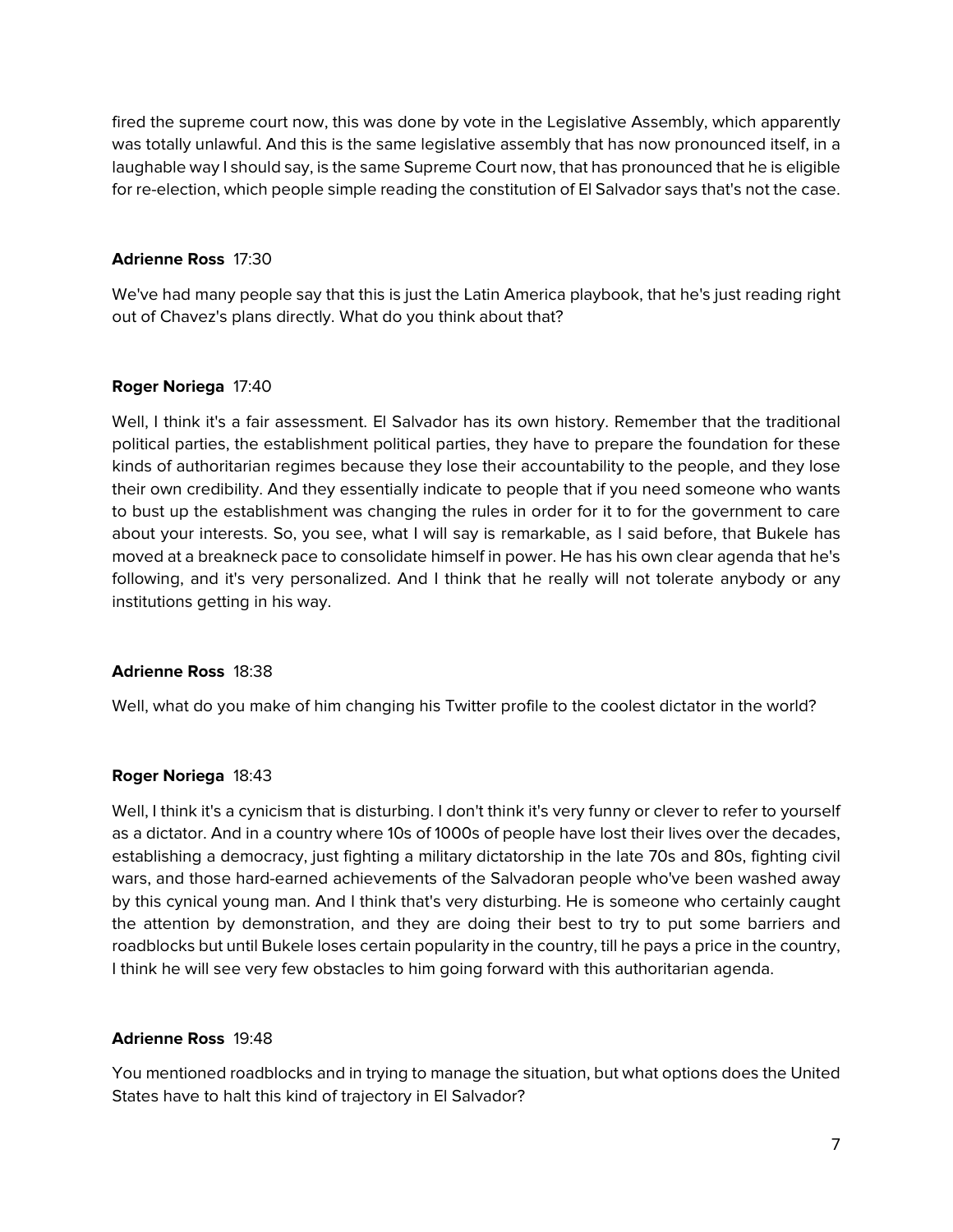fired the supreme court now, this was done by vote in the Legislative Assembly, which apparently was totally unlawful. And this is the same legislative assembly that has now pronounced itself, in a laughable way I should say, is the same Supreme Court now, that has pronounced that he is eligible for re-election, which people simple reading the constitution of El Salvador says that's not the case.

**Adrienne Ross** 17:30

We've had many people say that this is just the Latin America playbook, that he's just reading right out of Chavez's plans directly. What do you think about that?

**Roger Noriega** 17:40

Well, I think it's a fair assessment. El Salvador has its own history. Remember that the traditional political parties, the establishment political parties, they have to prepare the foundation for these kinds of authoritarian regimes because they lose their accountability to the people, and they lose their own credibility. And they essentially indicate to people that if you need someone who wants to bust up the establishment was changing the rules in order for it to for the government to care about your interests. So, you see, what I will say is remarkable, as I said before, that Bukele has moved at a breakneck pace to consolidate himself in power. He has his own clear agenda that he's following, and it's very personalized. And I think that he really will not tolerate anybody or any institutions getting in his way.

**Adrienne Ross** 18:38

Well, what do you make of him changing his Twitter profile to the coolest dictator in the world?

**Roger Noriega** 18:43

Well, I think it's a cynicism that is disturbing. I don't think it's very funny or clever to refer to yourself as a dictator. And in a country where 10s of 1000s of people have lost their lives over the decades, establishing a democracy, just fighting a military dictatorship in the late 70s and 80s, fighting civil wars, and those hard-earned achievements of the Salvadoran people who've been washed away by this cynical young man. And I think that's very disturbing. He is someone who certainly caught the attention by demonstration, and they are doing their best to try to put some barriers and roadblocks but until Bukele loses certain popularity in the country, till he pays a price in the country, I think he will see very few obstacles to him going forward with this authoritarian agenda.

**Adrienne Ross** 19:48

You mentioned roadblocks and in trying to manage the situation, but what options does the United States have to halt this kind of trajectory in El Salvador?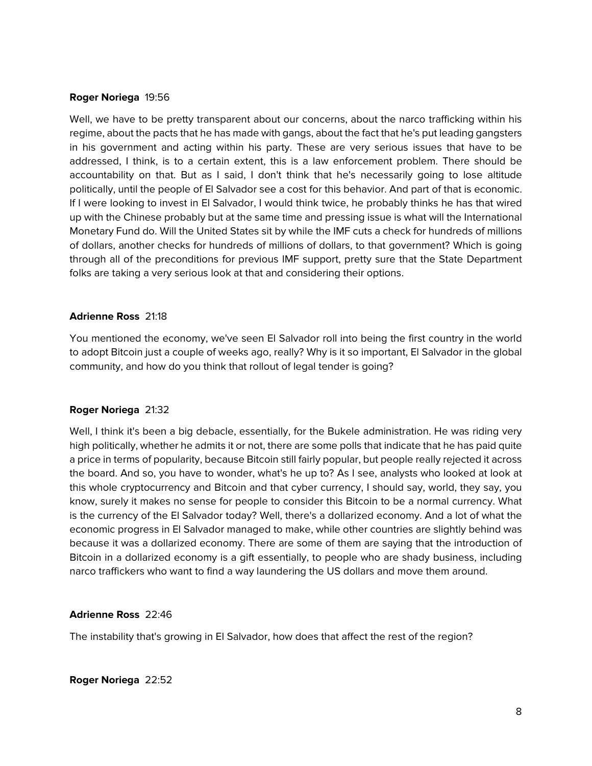**Roger Noriega** 19:56

Well, we have to be pretty transparent about our concerns, about the narco trafficking within his regime, about the pacts that he has made with gangs, about the fact that he's put leading gangsters in his government and acting within his party. These are very serious issues that have to be addressed, I think, is to a certain extent, this is a law enforcement problem. There should be accountability on that. But as I said, I don't think that he's necessarily going to lose altitude politically, until the people of El Salvador see a cost for this behavior. And part of that is economic. If I were looking to invest in El Salvador, I would think twice, he probably thinks he has that wired up with the Chinese probably but at the same time and pressing issue is what will the International Monetary Fund do. Will the United States sit by while the IMF cuts a check for hundreds of millions of dollars, another checks for hundreds of millions of dollars, to that government? Which is going through all of the preconditions for previous IMF support, pretty sure that the State Department folks are taking a very serious look at that and considering their options.

**Adrienne Ross** 21:18

You mentioned the economy, we've seen El Salvador roll into being the first country in the world to adopt Bitcoin just a couple of weeks ago, really? Why is it so important, El Salvador in the global community, and how do you think that rollout of legal tender is going?

**Roger Noriega** 21:32

Well, I think it's been a big debacle, essentially, for the Bukele administration. He was riding very high politically, whether he admits it or not, there are some polls that indicate that he has paid quite a price in terms of popularity, because Bitcoin still fairly popular, but people really rejected it across the board. And so, you have to wonder, what's he up to? As I see, analysts who looked at look at this whole cryptocurrency and Bitcoin and that cyber currency, I should say, world, they say, you know, surely it makes no sense for people to consider this Bitcoin to be a normal currency. What is the currency of the El Salvador today? Well, there's a dollarized economy. And a lot of what the economic progress in El Salvador managed to make, while other countries are slightly behind was because it was a dollarized economy. There are some of them are saying that the introduction of Bitcoin in a dollarized economy is a gift essentially, to people who are shady business, including narco traffickers who want to find a way laundering the US dollars and move them around.

**Adrienne Ross** 22:46

The instability that's growing in El Salvador, how does that affect the rest of the region?

**Roger Noriega** 22:52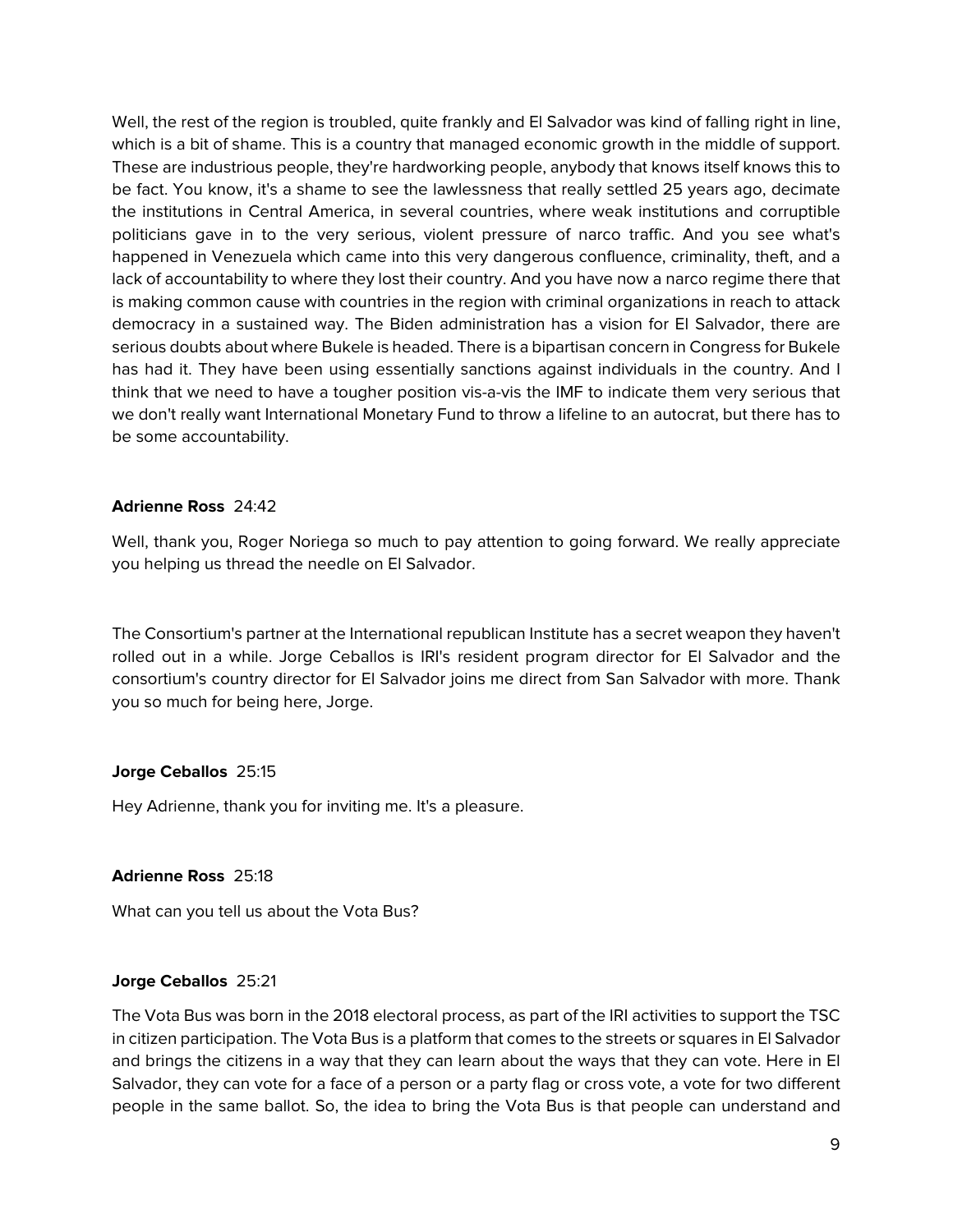Well, the rest of the region is troubled, quite frankly and El Salvador was kind of falling right in line, which is a bit of shame. This is a country that managed economic growth in the middle of support. These are industrious people, they're hardworking people, anybody that knows itself knows this to be fact. You know, it's a shame to see the lawlessness that really settled 25 years ago, decimate the institutions in Central America, in several countries, where weak institutions and corruptible politicians gave in to the very serious, violent pressure of narco traffic. And you see what's happened in Venezuela which came into this very dangerous confluence, criminality, theft, and a lack of accountability to where they lost their country. And you have now a narco regime there that is making common cause with countries in the region with criminal organizations in reach to attack democracy in a sustained way. The Biden administration has a vision for El Salvador, there are serious doubts about where Bukele is headed. There is a bipartisan concern in Congress for Bukele has had it. They have been using essentially sanctions against individuals in the country. And I think that we need to have a tougher position vis-a-vis the IMF to indicate them very serious that we don't really want International Monetary Fund to throw a lifeline to an autocrat, but there has to be some accountability.

**Adrienne Ross** 24:42

Well, thank you, Roger Noriega so much to pay attention to going forward. We really appreciate you helping us thread the needle on El Salvador.

The Consortium's partner at the International republican Institute has a secret weapon they haven't rolled out in a while. Jorge Ceballos is IRI's resident program director for El Salvador and the consortium's country director for El Salvador joins me direct from San Salvador with more. Thank you so much for being here, Jorge.

**Jorge Ceballos** 25:15

Hey Adrienne, thank you for inviting me. It's a pleasure.

**Adrienne Ross** 25:18

What can you tell us about the Vota Bus?

**Jorge Ceballos** 25:21

The Vota Bus was born in the 2018 electoral process, as part of the IRI activities to support the TSC in citizen participation. The Vota Bus is a platform that comes to the streets or squares in El Salvador and brings the citizens in a way that they can learn about the ways that they can vote. Here in El Salvador, they can vote for a face of a person or a party flag or cross vote, a vote for two different people in the same ballot. So, the idea to bring the Vota Bus is that people can understand and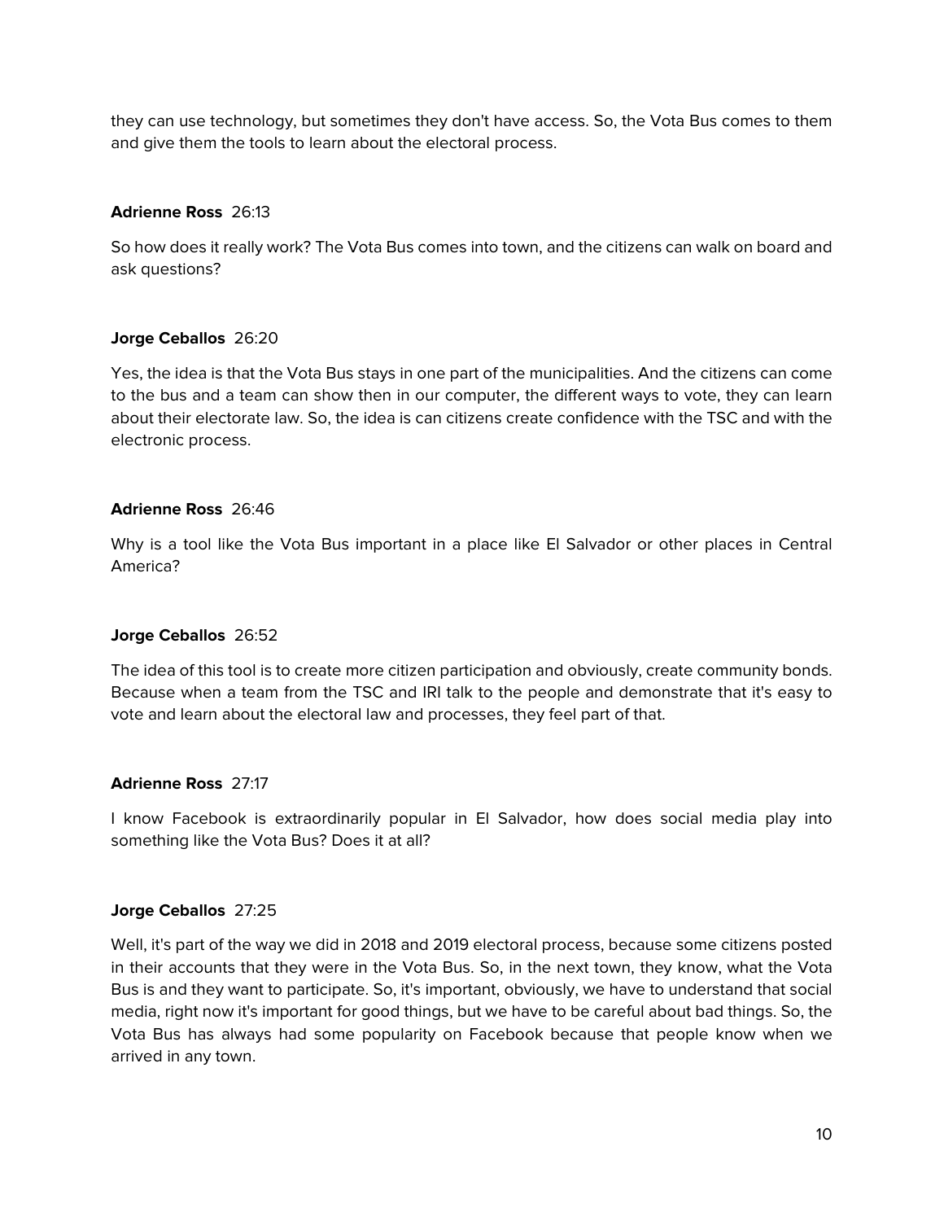they can use technology, but sometimes they don't have access. So, the Vota Bus comes to them and give them the tools to learn about the electoral process.

**Adrienne Ross** 26:13

So how does it really work? The Vota Bus comes into town, and the citizens can walk on board and ask questions?

**Jorge Ceballos** 26:20

Yes, the idea is that the Vota Bus stays in one part of the municipalities. And the citizens can come to the bus and a team can show then in our computer, the different ways to vote, they can learn about their electorate law. So, the idea is can citizens create confidence with the TSC and with the electronic process.

**Adrienne Ross** 26:46

Why is a tool like the Vota Bus important in a place like El Salvador or other places in Central America?

**Jorge Ceballos** 26:52

The idea of this tool is to create more citizen participation and obviously, create community bonds. Because when a team from the TSC and IRI talk to the people and demonstrate that it's easy to vote and learn about the electoral law and processes, they feel part of that.

**Adrienne Ross** 27:17

I know Facebook is extraordinarily popular in El Salvador, how does social media play into something like the Vota Bus? Does it at all?

**Jorge Ceballos** 27:25

Well, it's part of the way we did in 2018 and 2019 electoral process, because some citizens posted in their accounts that they were in the Vota Bus. So, in the next town, they know, what the Vota Bus is and they want to participate. So, it's important, obviously, we have to understand that social media, right now it's important for good things, but we have to be careful about bad things. So, the Vota Bus has always had some popularity on Facebook because that people know when we arrived in any town.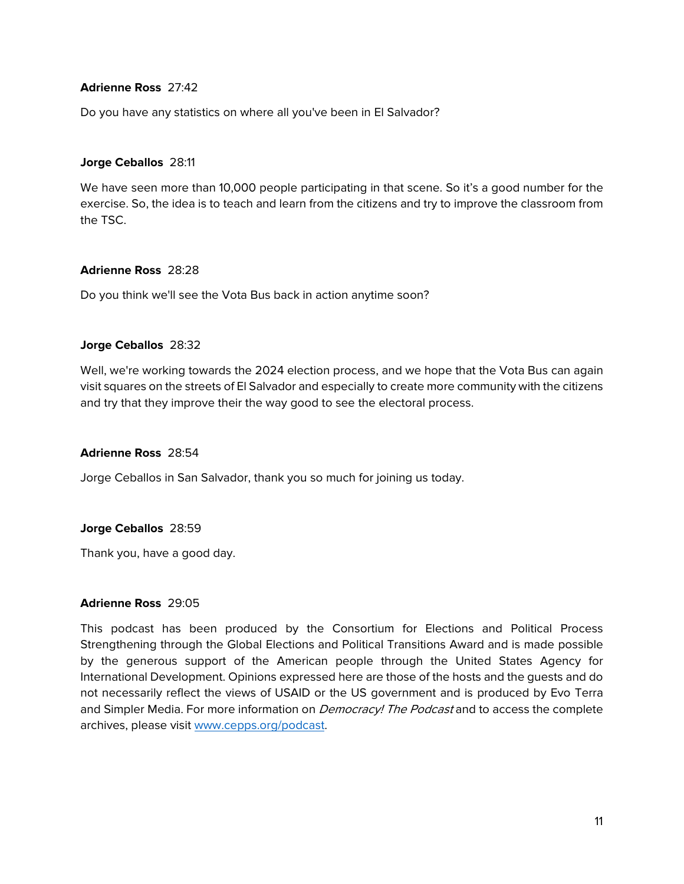**Adrienne Ross** 27:42

Do you have any statistics on where all you've been in El Salvador?

**Jorge Ceballos** 28:11

We have seen more than 10,000 people participating in that scene. So it's a good number for the exercise. So, the idea is to teach and learn from the citizens and try to improve the classroom from the TSC.

**Adrienne Ross** 28:28

Do you think we'll see the Vota Bus back in action anytime soon?

**Jorge Ceballos** 28:32

Well, we're working towards the 2024 election process, and we hope that the Vota Bus can again visit squares on the streets of El Salvador and especially to create more community with the citizens and try that they improve their the way good to see the electoral process.

**Adrienne Ross** 28:54

Jorge Ceballos in San Salvador, thank you so much for joining us today.

**Jorge Ceballos** 28:59

Thank you, have a good day.

**Adrienne Ross** 29:05

This podcast has been produced by the Consortium for Elections and Political Process Strengthening through the Global Elections and Political Transitions Award and is made possible by the generous support of the American people through the United States Agency for International Development. Opinions expressed here are those of the hosts and the guests and do not necessarily reflect the views of USAID or the US government and is produced by Evo Terra and Simpler Media. For more information on *Democracy! The Podcast* and to access the complete archives, please visit [www.cepps.org/podcast](http://www.cepps.org/podcast).